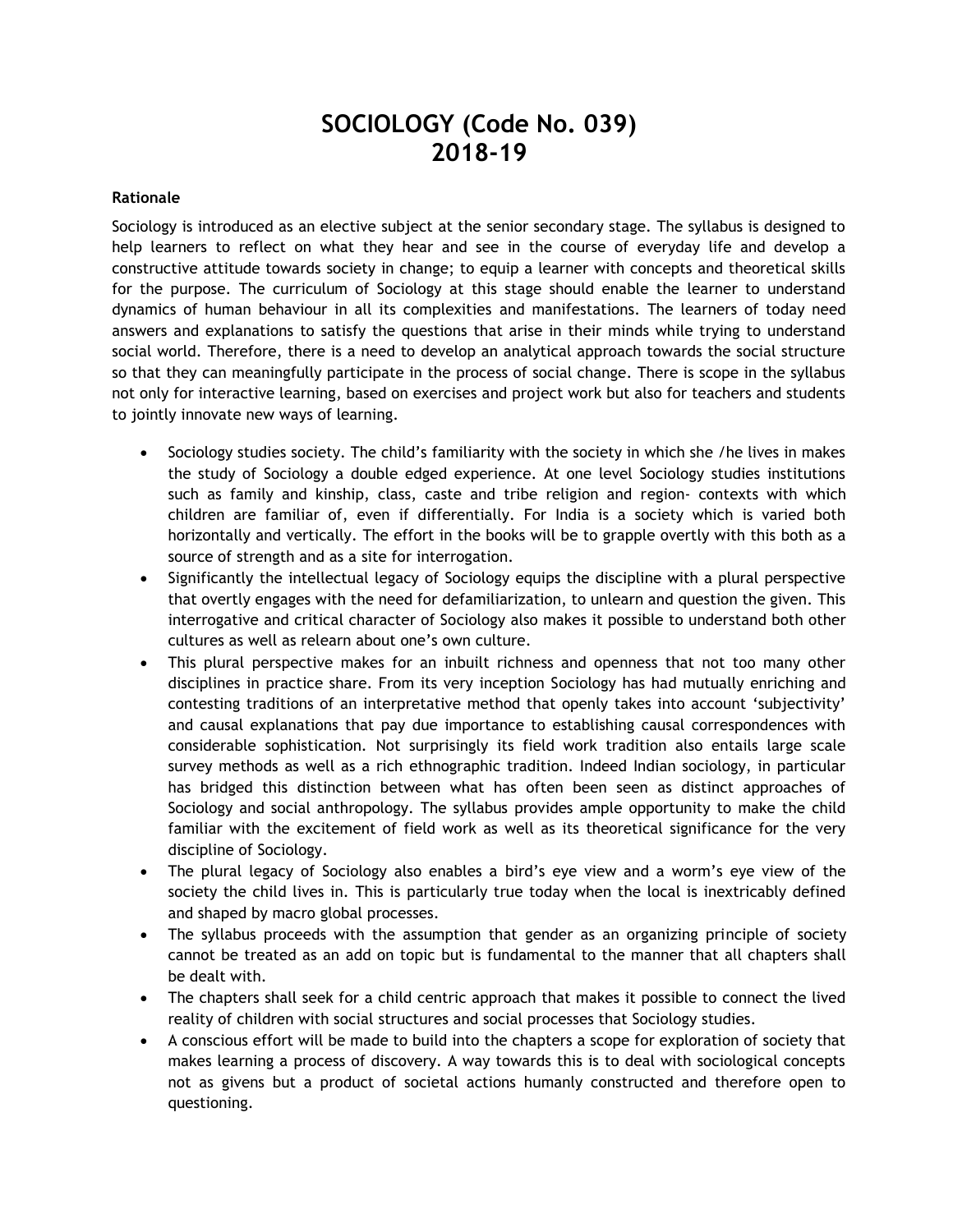# SOCIOLOGY (Code No. 039)
# 2018-19

**Rationale**

Sociology is introduced as an elective subject at the senior secondary stage. The syllabus is designed to help learners to reflect on what they hear and see in the course of everyday life and develop a constructive attitude towards society in change; to equip a learner with concepts and theoretical skills for the purpose. The curriculum of Sociology at this stage should enable the learner to understand dynamics of human behaviour in all its complexities and manifestations. The learners of today need answers and explanations to satisfy the questions that arise in their minds while trying to understand social world. Therefore, there is a need to develop an analytical approach towards the social structure so that they can meaningfully participate in the process of social change. There is scope in the syllabus not only for interactive learning, based on exercises and project work but also for teachers and students to jointly innovate new ways of learning.

- Sociology studies society. The child's familiarity with the society in which she /he lives in makes the study of Sociology a double edged experience. At one level Sociology studies institutions such as family and kinship, class, caste and tribe religion and region- contexts with which children are familiar of, even if differentially. For India is a society which is varied both horizontally and vertically. The effort in the books will be to grapple overtly with this both as a source of strength and as a site for interrogation.
- Significantly the intellectual legacy of Sociology equips the discipline with a plural perspective that overtly engages with the need for defamiliarization, to unlearn and question the given. This interrogative and critical character of Sociology also makes it possible to understand both other cultures as well as relearn about one's own culture.
- This plural perspective makes for an inbuilt richness and openness that not too many other disciplines in practice share. From its very inception Sociology has had mutually enriching and contesting traditions of an interpretative method that openly takes into account 'subjectivity' and causal explanations that pay due importance to establishing causal correspondences with considerable sophistication. Not surprisingly its field work tradition also entails large scale survey methods as well as a rich ethnographic tradition. Indeed Indian sociology, in particular has bridged this distinction between what has often been seen as distinct approaches of Sociology and social anthropology. The syllabus provides ample opportunity to make the child familiar with the excitement of field work as well as its theoretical significance for the very discipline of Sociology.
- The plural legacy of Sociology also enables a bird's eye view and a worm's eye view of the society the child lives in. This is particularly true today when the local is inextricably defined and shaped by macro global processes.
- The syllabus proceeds with the assumption that gender as an organizing principle of society cannot be treated as an add on topic but is fundamental to the manner that all chapters shall be dealt with.
- The chapters shall seek for a child centric approach that makes it possible to connect the lived reality of children with social structures and social processes that Sociology studies.
- A conscious effort will be made to build into the chapters a scope for exploration of society that makes learning a process of discovery. A way towards this is to deal with sociological concepts not as givens but a product of societal actions humanly constructed and therefore open to questioning.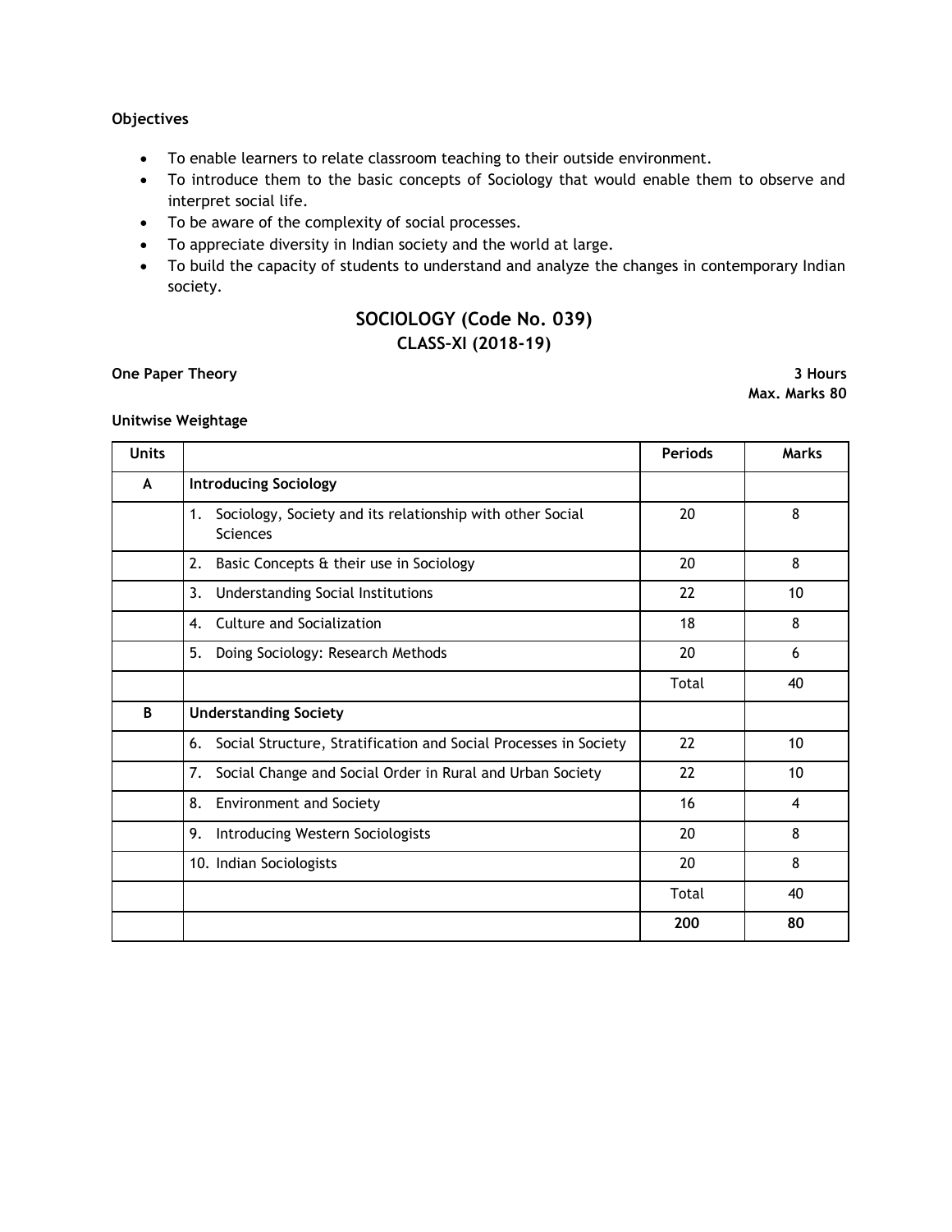**Objectives**

- To enable learners to relate classroom teaching to their outside environment.
- To introduce them to the basic concepts of Sociology that would enable them to observe and interpret social life.
- To be aware of the complexity of social processes.
- To appreciate diversity in Indian society and the world at large.
- To build the capacity of students to understand and analyze the changes in contemporary Indian society.

## SOCIOLOGY (Code No. 039)
## CLASS–XI (2018-19)

**One Paper Theory** **3 Hours**

**Max. Marks 80**

**Unitwise Weightage**

| Units | | Periods | Marks |
|---|---|---|---|
| A | **Introducing Sociology** | | |
| | 1. Sociology, Society and its relationship with other Social Sciences | 20 | 8 |
| | 2. Basic Concepts & their use in Sociology | 20 | 8 |
| | 3. Understanding Social Institutions | 22 | 10 |
| | 4. Culture and Socialization | 18 | 8 |
| | 5. Doing Sociology: Research Methods | 20 | 6 |
| | | Total | 40 |
| B | **Understanding Society** | | |
| | 6. Social Structure, Stratification and Social Processes in Society | 22 | 10 |
| | 7. Social Change and Social Order in Rural and Urban Society | 22 | 10 |
| | 8. Environment and Society | 16 | 4 |
| | 9. Introducing Western Sociologists | 20 | 8 |
| | 10. Indian Sociologists | 20 | 8 |
| | | Total | 40 |
| | | **200** | **80** |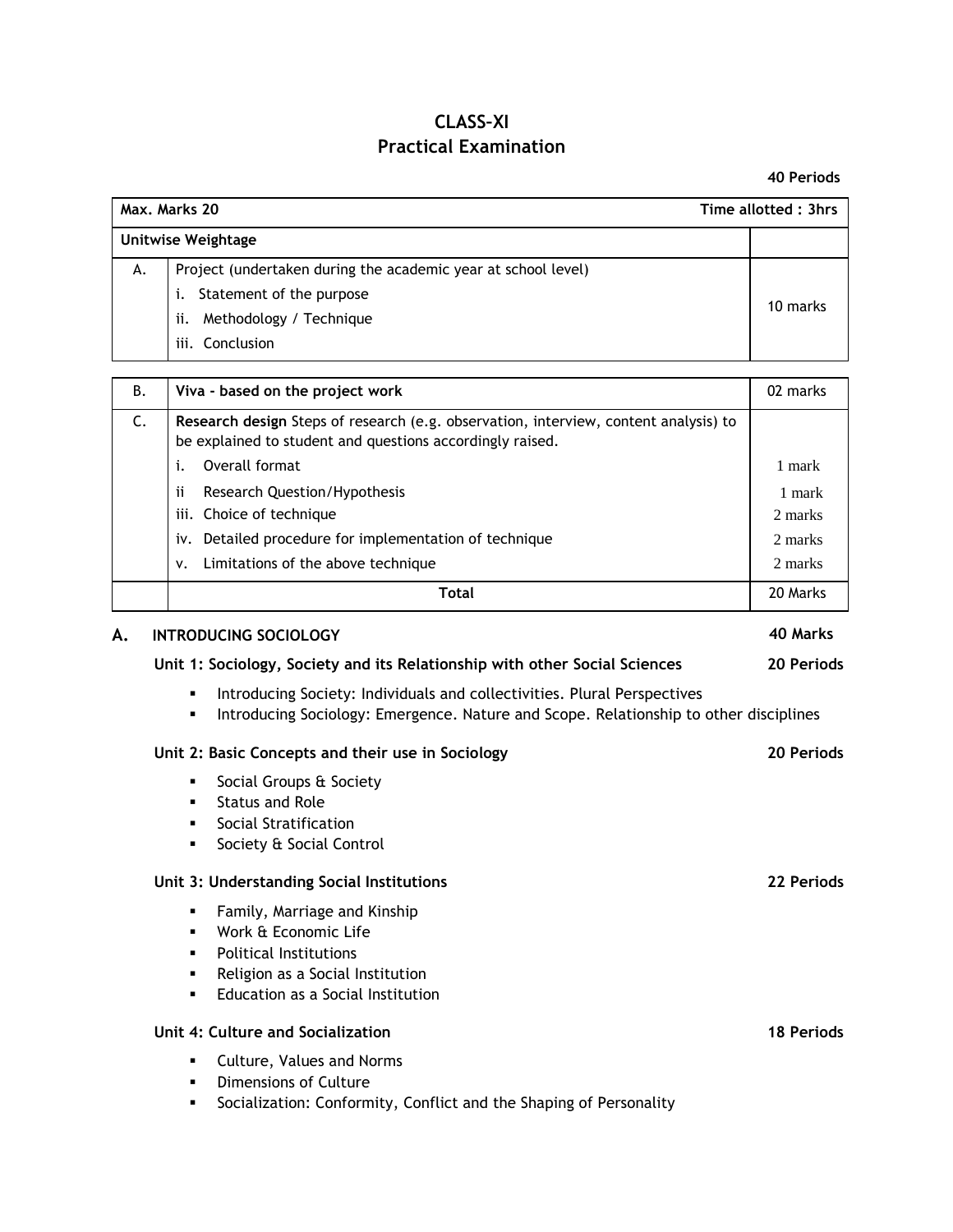# CLASS–XI
## Practical Examination

**40 Periods**

| **Max. Marks 20** | | **Time allotted : 3hrs** |
|---|---|---|
| **Unitwise Weightage** | | |
| A. | Project (undertaken during the academic year at school level)<br>i. Statement of the purpose<br>ii. Methodology / Technique<br>iii. Conclusion | 10 marks |
| B. | **Viva - based on the project work** | 02 marks |
| C. | **Research design** Steps of research (e.g. observation, interview, content analysis) to be explained to student and questions accordingly raised. | |
| | i. Overall format | 1 mark |
| | ii Research Question/Hypothesis | 1 mark |
| | iii. Choice of technique | 2 marks |
| | iv. Detailed procedure for implementation of technique | 2 marks |
| | v. Limitations of the above technique | 2 marks |
| | **Total** | 20 Marks |

## A. INTRODUCING SOCIOLOGY **40 Marks**

### Unit 1: Sociology, Society and its Relationship with other Social Sciences **20 Periods**

- Introducing Society: Individuals and collectivities. Plural Perspectives
- Introducing Sociology: Emergence. Nature and Scope. Relationship to other disciplines

### Unit 2: Basic Concepts and their use in Sociology **20 Periods**

- Social Groups & Society
- Status and Role
- Social Stratification
- Society & Social Control

### Unit 3: Understanding Social Institutions **22 Periods**

- Family, Marriage and Kinship
- Work & Economic Life
- Political Institutions
- Religion as a Social Institution
- Education as a Social Institution

### Unit 4: Culture and Socialization **18 Periods**

- Culture, Values and Norms
- Dimensions of Culture
- Socialization: Conformity, Conflict and the Shaping of Personality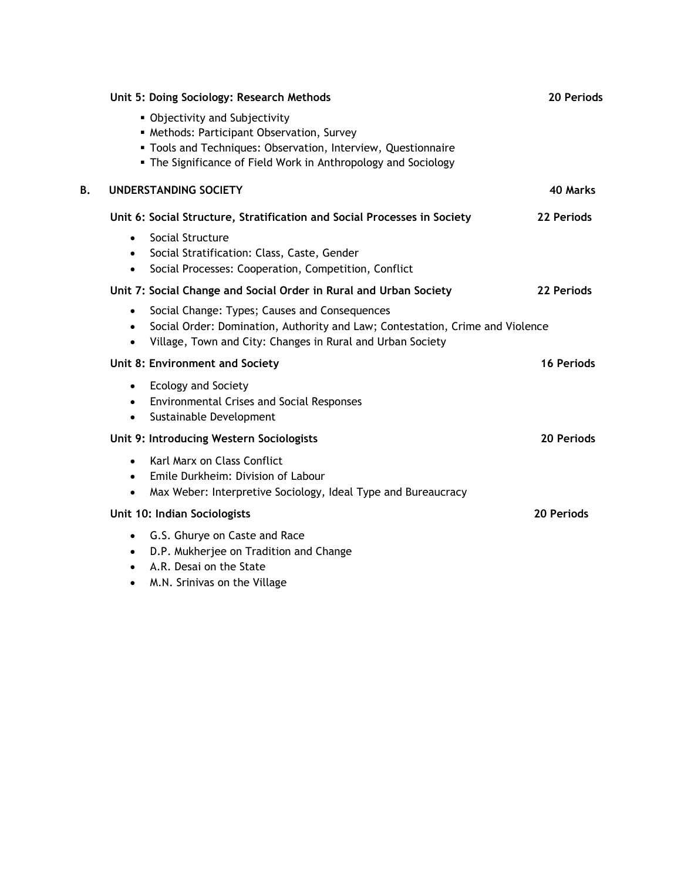**Unit 5: Doing Sociology: Research Methods** **20 Periods**

- Objectivity and Subjectivity
- Methods: Participant Observation, Survey
- Tools and Techniques: Observation, Interview, Questionnaire
- The Significance of Field Work in Anthropology and Sociology

## B. UNDERSTANDING SOCIETY **40 Marks**

**Unit 6: Social Structure, Stratification and Social Processes in Society** **22 Periods**

- Social Structure
- Social Stratification: Class, Caste, Gender
- Social Processes: Cooperation, Competition, Conflict

**Unit 7: Social Change and Social Order in Rural and Urban Society** **22 Periods**

- Social Change: Types; Causes and Consequences
- Social Order: Domination, Authority and Law; Contestation, Crime and Violence
- Village, Town and City: Changes in Rural and Urban Society

**Unit 8: Environment and Society** **16 Periods**

- Ecology and Society
- Environmental Crises and Social Responses
- Sustainable Development

**Unit 9: Introducing Western Sociologists** **20 Periods**

- Karl Marx on Class Conflict
- Emile Durkheim: Division of Labour
- Max Weber: Interpretive Sociology, Ideal Type and Bureaucracy

**Unit 10: Indian Sociologists** **20 Periods**

- G.S. Ghurye on Caste and Race
- D.P. Mukherjee on Tradition and Change
- A.R. Desai on the State
- M.N. Srinivas on the Village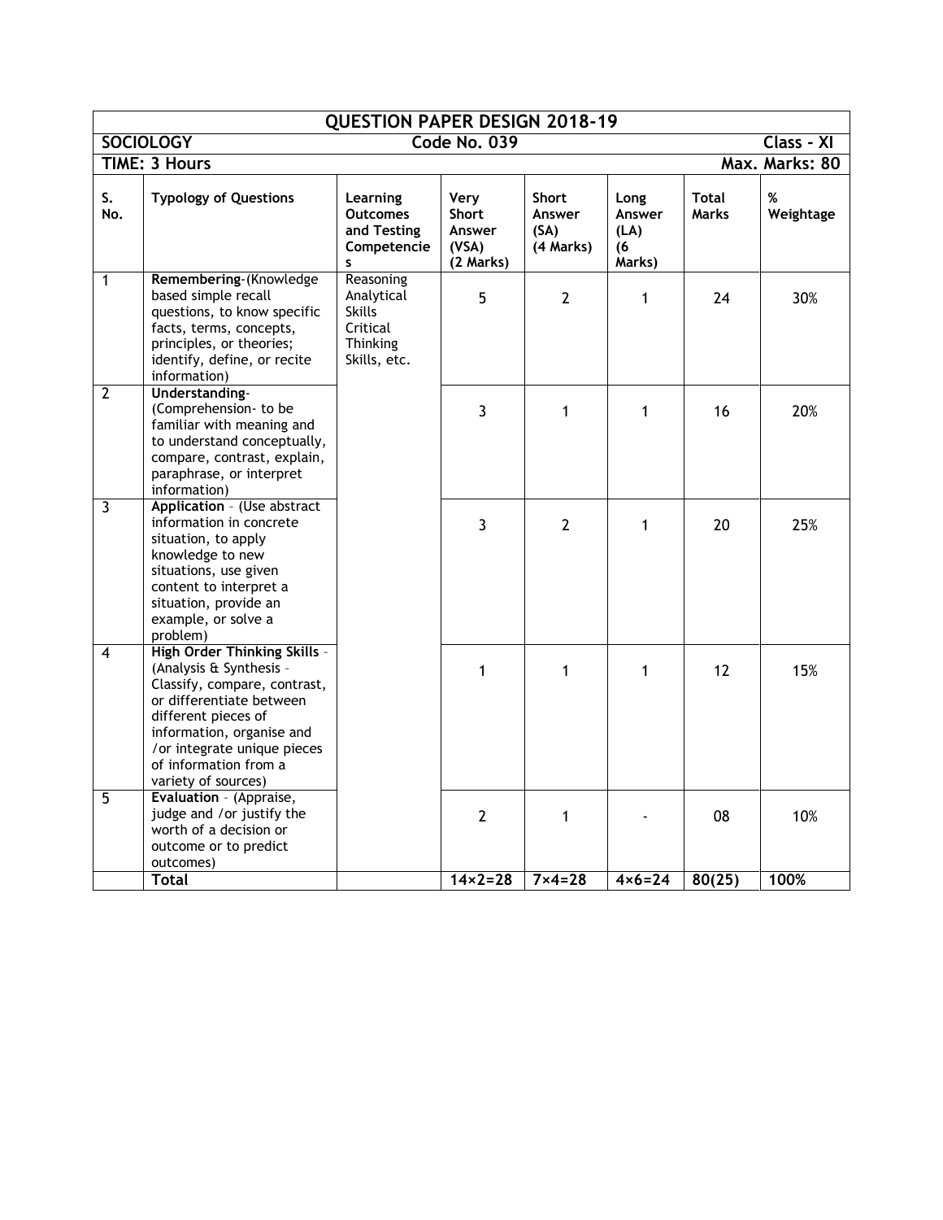## QUESTION PAPER DESIGN 2018-19

**SOCIOLOGY** | **Code No. 039** | **Class - XI**

**TIME: 3 Hours** | **Max. Marks: 80**

| S. No. | Typology of Questions | Learning Outcomes and Testing Competencies | Very Short Answer (VSA) (2 Marks) | Short Answer (SA) (4 Marks) | Long Answer (LA) (6 Marks) | Total Marks | % Weightage |
|---|---|---|---|---|---|---|---|
| 1 | **Remembering**-(Knowledge based simple recall questions, to know specific facts, terms, concepts, principles, or theories; identify, define, or recite information) | Reasoning Analytical Skills Critical Thinking Skills, etc. | 5 | 2 | 1 | 24 | 30% |
| 2 | **Understanding**-(Comprehension- to be familiar with meaning and to understand conceptually, compare, contrast, explain, paraphrase, or interpret information) | | 3 | 1 | 1 | 16 | 20% |
| 3 | **Application** - (Use abstract information in concrete situation, to apply knowledge to new situations, use given content to interpret a situation, provide an example, or solve a problem) | | 3 | 2 | 1 | 20 | 25% |
| 4 | **High Order Thinking Skills** - (Analysis & Synthesis - Classify, compare, contrast, or differentiate between different pieces of information, organise and /or integrate unique pieces of information from a variety of sources) | | 1 | 1 | 1 | 12 | 15% |
| 5 | **Evaluation** - (Appraise, judge and /or justify the worth of a decision or outcome or to predict outcomes) | | 2 | 1 | - | 08 | 10% |
| | **Total** | | **14×2=28** | **7×4=28** | **4×6=24** | **80(25)** | **100%** |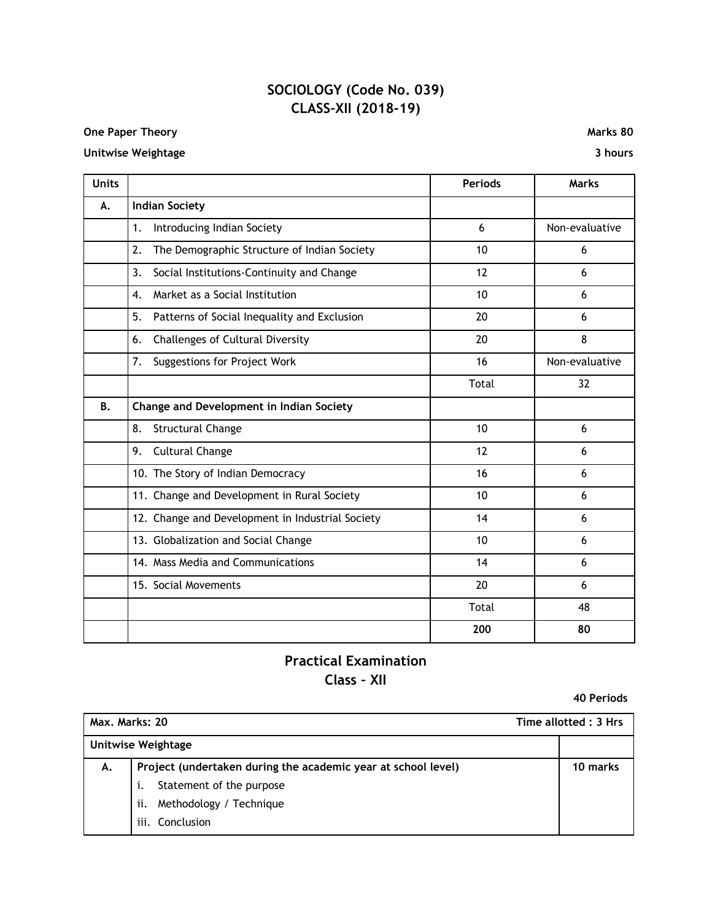# SOCIOLOGY (Code No. 039)
# CLASS–XII (2018-19)

**One Paper Theory** **Marks 80**

**Unitwise Weightage** **3 hours**

| Units | | Periods | Marks |
|---|---|---|---|
| A. | **Indian Society** | | |
| | 1. Introducing Indian Society | 6 | Non-evaluative |
| | 2. The Demographic Structure of Indian Society | 10 | 6 |
| | 3. Social Institutions-Continuity and Change | 12 | 6 |
| | 4. Market as a Social Institution | 10 | 6 |
| | 5. Patterns of Social Inequality and Exclusion | 20 | 6 |
| | 6. Challenges of Cultural Diversity | 20 | 8 |
| | 7. Suggestions for Project Work | 16 | Non-evaluative |
| | | Total | 32 |
| B. | **Change and Development in Indian Society** | | |
| | 8. Structural Change | 10 | 6 |
| | 9. Cultural Change | 12 | 6 |
| | 10. The Story of Indian Democracy | 16 | 6 |
| | 11. Change and Development in Rural Society | 10 | 6 |
| | 12. Change and Development in Industrial Society | 14 | 6 |
| | 13. Globalization and Social Change | 10 | 6 |
| | 14. Mass Media and Communications | 14 | 6 |
| | 15. Social Movements | 20 | 6 |
| | | Total | 48 |
| | | **200** | **80** |

## Practical Examination
## Class – XII

**40 Periods**

| **Max. Marks: 20** | **Time allotted : 3 Hrs** | |
|---|---|---|
| **Unitwise Weightage** | | |
| **A.** | **Project (undertaken during the academic year at school level)**<br>i. Statement of the purpose<br>ii. Methodology / Technique<br>iii. Conclusion | **10 marks** |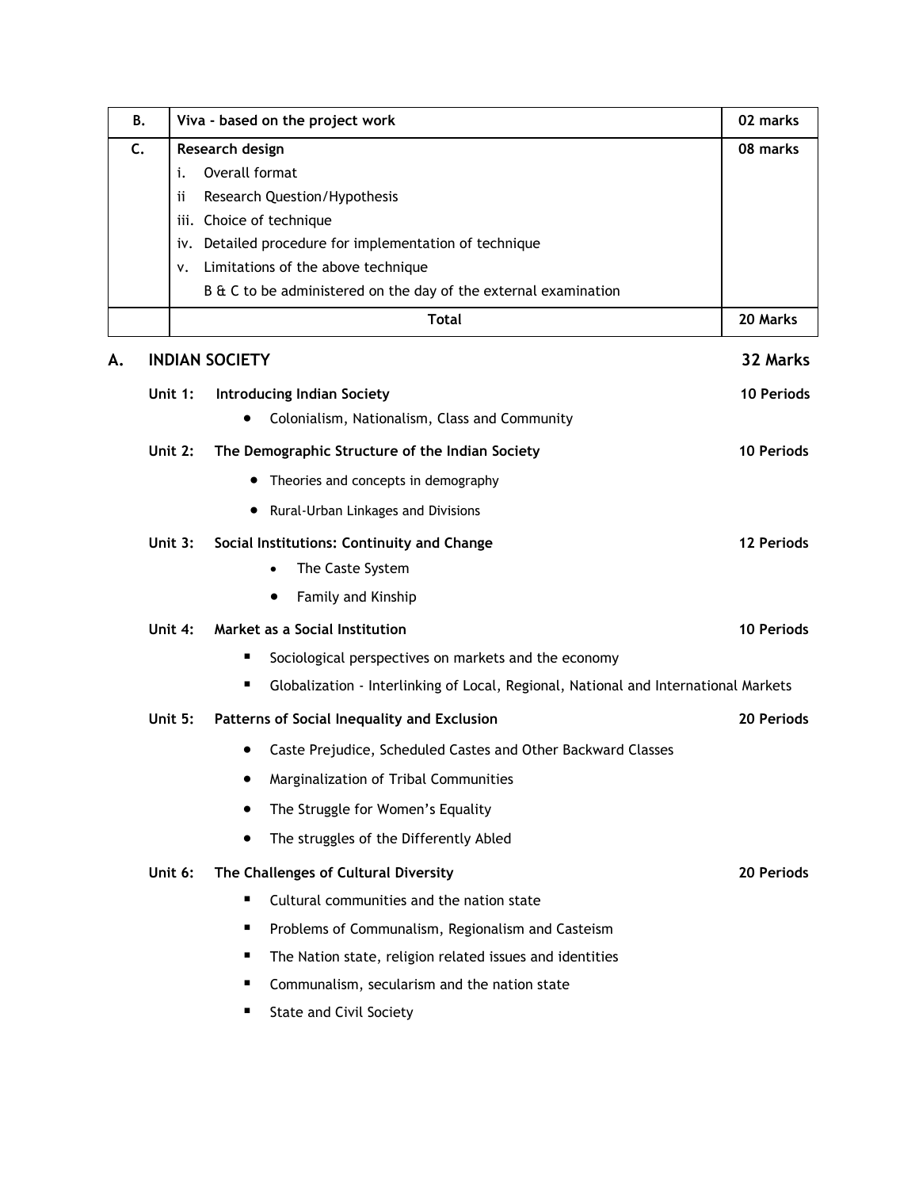| B. | Viva - based on the project work | 02 marks |
|---|---|---|
| C. | Research design<br>i. Overall format<br>ii Research Question/Hypothesis<br>iii. Choice of technique<br>iv. Detailed procedure for implementation of technique<br>v. Limitations of the above technique<br>B & C to be administered on the day of the external examination | 08 marks |
| | **Total** | **20 Marks** |

## A. INDIAN SOCIETY — 32 Marks

**Unit 1: Introducing Indian Society** — **10 Periods**

- Colonialism, Nationalism, Class and Community

**Unit 2: The Demographic Structure of the Indian Society** — **10 Periods**

- Theories and concepts in demography
- Rural-Urban Linkages and Divisions

**Unit 3: Social Institutions: Continuity and Change** — **12 Periods**

- The Caste System
- Family and Kinship

**Unit 4: Market as a Social Institution** — **10 Periods**

- Sociological perspectives on markets and the economy
- Globalization - Interlinking of Local, Regional, National and International Markets

**Unit 5: Patterns of Social Inequality and Exclusion** — **20 Periods**

- Caste Prejudice, Scheduled Castes and Other Backward Classes
- Marginalization of Tribal Communities
- The Struggle for Women's Equality
- The struggles of the Differently Abled

**Unit 6: The Challenges of Cultural Diversity** — **20 Periods**

- Cultural communities and the nation state
- Problems of Communalism, Regionalism and Casteism
- The Nation state, religion related issues and identities
- Communalism, secularism and the nation state
- State and Civil Society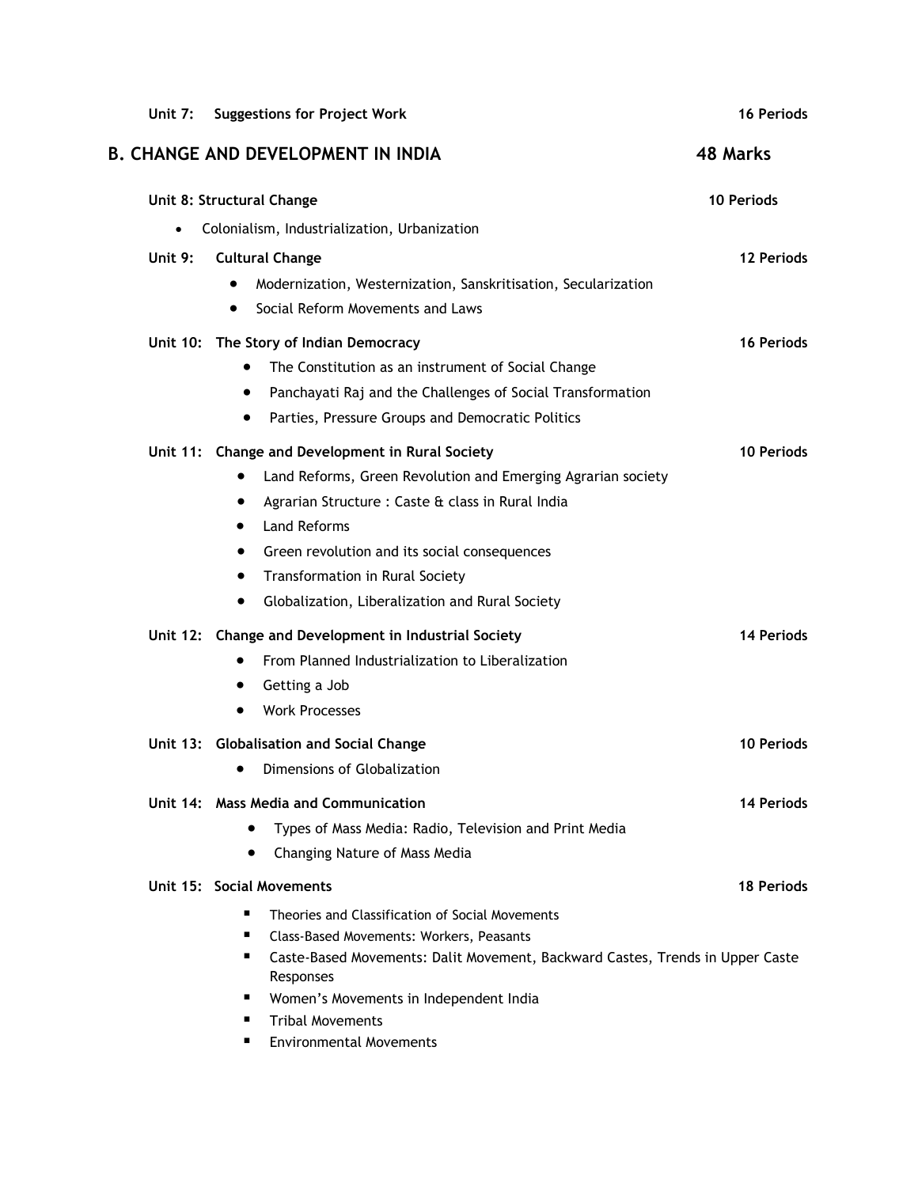**Unit 7: Suggestions for Project Work** **16 Periods**

## B. CHANGE AND DEVELOPMENT IN INDIA **48 Marks**

**Unit 8: Structural Change** **10 Periods**

- Colonialism, Industrialization, Urbanization

**Unit 9: Cultural Change** **12 Periods**

- Modernization, Westernization, Sanskritisation, Secularization
- Social Reform Movements and Laws

**Unit 10: The Story of Indian Democracy** **16 Periods**

- The Constitution as an instrument of Social Change
- Panchayati Raj and the Challenges of Social Transformation
- Parties, Pressure Groups and Democratic Politics

**Unit 11: Change and Development in Rural Society** **10 Periods**

- Land Reforms, Green Revolution and Emerging Agrarian society
- Agrarian Structure : Caste & class in Rural India
- Land Reforms
- Green revolution and its social consequences
- Transformation in Rural Society
- Globalization, Liberalization and Rural Society

**Unit 12: Change and Development in Industrial Society** **14 Periods**

- From Planned Industrialization to Liberalization
- Getting a Job
- Work Processes

**Unit 13: Globalisation and Social Change** **10 Periods**

- Dimensions of Globalization

**Unit 14: Mass Media and Communication** **14 Periods**

- Types of Mass Media: Radio, Television and Print Media
- Changing Nature of Mass Media

**Unit 15: Social Movements** **18 Periods**

- Theories and Classification of Social Movements
- Class-Based Movements: Workers, Peasants
- Caste-Based Movements: Dalit Movement, Backward Castes, Trends in Upper Caste Responses
- Women's Movements in Independent India
- Tribal Movements
- Environmental Movements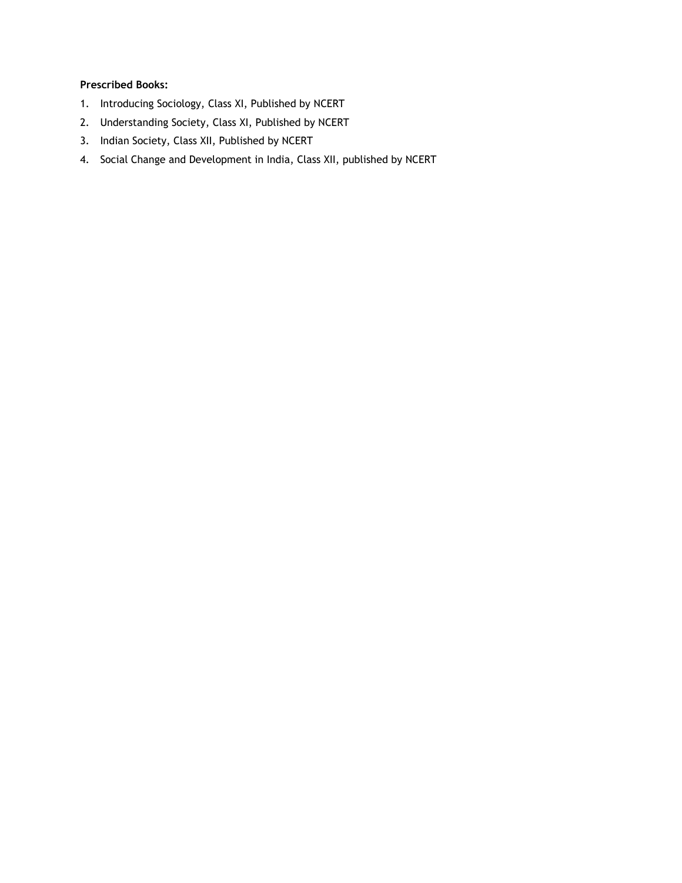**Prescribed Books:**

1. Introducing Sociology, Class XI, Published by NCERT
2. Understanding Society, Class XI, Published by NCERT
3. Indian Society, Class XII, Published by NCERT
4. Social Change and Development in India, Class XII, published by NCERT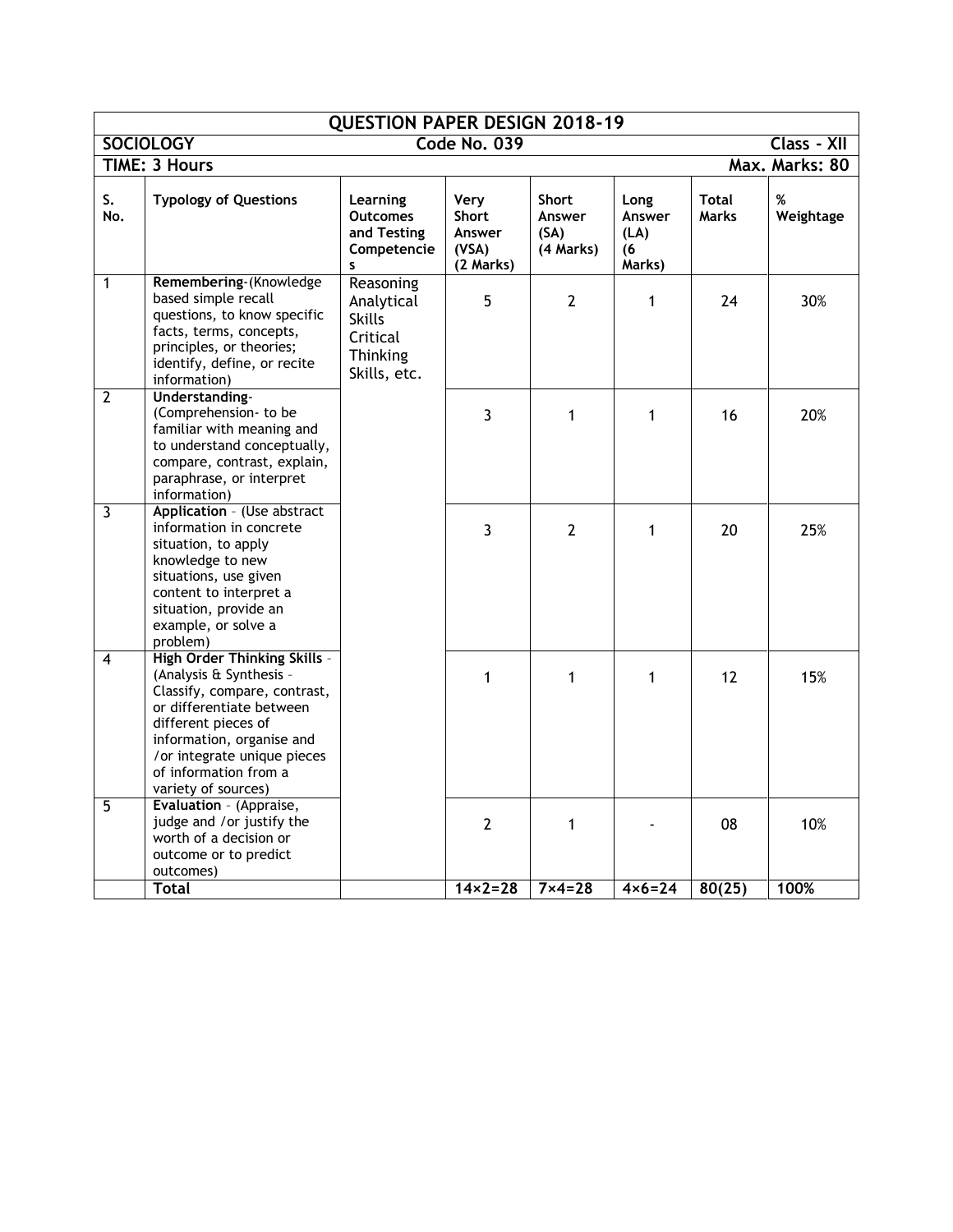# QUESTION PAPER DESIGN 2018-19

**SOCIOLOGY** | **Code No. 039** | **Class - XII**

**TIME: 3 Hours** | **Max. Marks: 80**

| S. No. | Typology of Questions | Learning Outcomes and Testing Competencies | Very Short Answer (VSA) (2 Marks) | Short Answer (SA) (4 Marks) | Long Answer (LA) (6 Marks) | Total Marks | % Weightage |
|---|---|---|---|---|---|---|---|
| 1 | **Remembering**-(Knowledge based simple recall questions, to know specific facts, terms, concepts, principles, or theories; identify, define, or recite information) | Reasoning Analytical Skills Critical Thinking Skills, etc. | 5 | 2 | 1 | 24 | 30% |
| 2 | **Understanding**-(Comprehension- to be familiar with meaning and to understand conceptually, compare, contrast, explain, paraphrase, or interpret information) | | 3 | 1 | 1 | 16 | 20% |
| 3 | **Application** - (Use abstract information in concrete situation, to apply knowledge to new situations, use given content to interpret a situation, provide an example, or solve a problem) | | 3 | 2 | 1 | 20 | 25% |
| 4 | **High Order Thinking Skills** - (Analysis & Synthesis - Classify, compare, contrast, or differentiate between different pieces of information, organise and /or integrate unique pieces of information from a variety of sources) | | 1 | 1 | 1 | 12 | 15% |
| 5 | **Evaluation** - (Appraise, judge and /or justify the worth of a decision or outcome or to predict outcomes) | | 2 | 1 | - | 08 | 10% |
| | **Total** | | **14×2=28** | **7×4=28** | **4×6=24** | **80(25)** | **100%** |